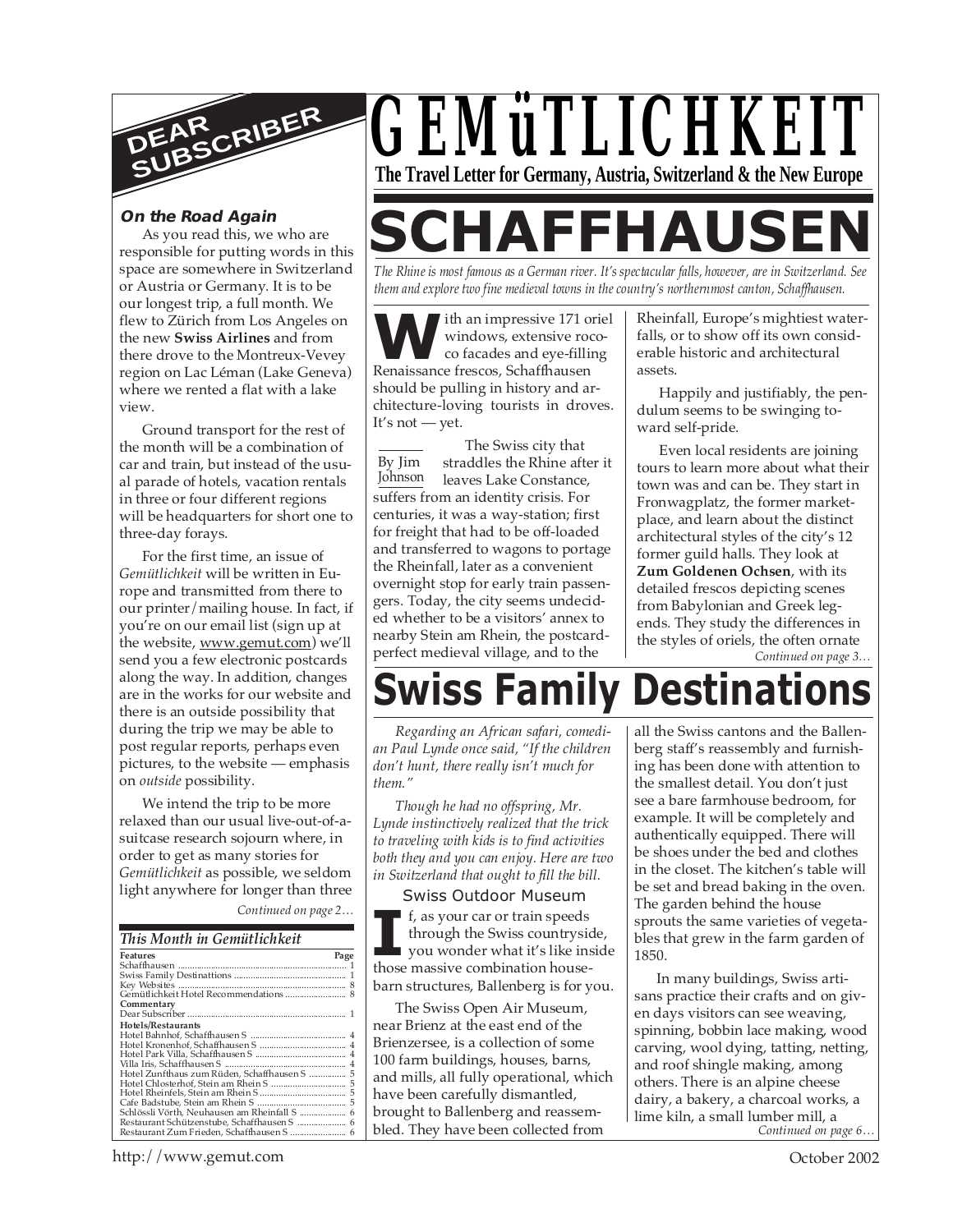# GEMüTLICHKEIT

**The Travel Letter for Germany, Austria, Switzerland & the New Europe**

## DEAR SUBSCRIBER

### *On the Road Again*

As you read this, we who are responsible for putting words in this space are somewhere in Switzerland or Austria or Germany. It is to be our longest trip, a full month. We flew to Zürich from Los Angeles on the new **Swiss Airlines** and from there drove to the Montreux-Vevey region on Lac Léman (Lake Geneva) where we rented a flat with a lake view.

Ground transport for the rest of the month will be a combination of car and train, but instead of the usual parade of hotels, vacation rentals in three or four different regions will be headquarters for short one to three-day forays.

For the first time, an issue of *Gemütlichkeit* will be written in Europe and transmitted from there to our printer/mailing house. In fact, if you're on our email list (sign up at the website, www.gemut.com) we'll send you a few electronic postcards along the way. In addition, changes are in the works for our website and there is an outside possibility that during the trip we may be able to post regular reports, perhaps even pictures, to the website — emphasis on *outside* possibility.

We intend the trip to be more relaxed than our usual live-out-of-a-suitcase research sojourn where, in order to get as many stories for *Gemütlichkeit* as possible, we seldom light anywhere for longer than three

*Continued on page 2…*

### *This Month in Gemütlichkeit*

| Features | Page |
|---|---|
| Schaffhausen | 1 |
| Swiss Family Destinattions | 1 |
| Key Websites | 8 |
| Gemütlichkeit Hotel Recommendations | 8 |
| **Commentary** | |
| Dear Subscriber | 1 |
| **Hotels/Restaurants** | |
| Hotel Bahnhof, Schaffhausen S | 4 |
| Hotel Kronenhof, Schaffhausen S | 4 |
| Hotel Park Villa, Schaffhausen S | 4 |
| Villa Iris, Schaffhausen S | 4 |
| Hotel Zunfthaus zum Rüden, Schaffhausen S | 5 |
| Hotel Chlosterhof, Stein am Rhein S | 5 |
| Hotel Rheinfels, Stein am Rhein S | 5 |
| Cafe Badstube, Stein am Rhein S | 5 |
| Schlössli Vörth, Neuhausen am Rheinfall S | 6 |
| Restaurant Schützenstube, Schaffhausen S | 6 |
| Restaurant Zum Frieden, Schaffhausen S | 6 |

# SCHAFFHAUSEN

*The Rhine is most famous as a German river. It's spectacular falls, however, are in Switzerland. See them and explore two fine medieval towns in the country's northernmost canton, Schaffhausen.*

By Jim Johnson

With an impressive 171 oriel windows, extensive rococo facades and eye-filling Renaissance frescos, Schaffhausen should be pulling in history and architecture-loving tourists in droves. It's not — yet.

The Swiss city that straddles the Rhine after it leaves Lake Constance, suffers from an identity crisis. For centuries, it was a way-station; first for freight that had to be off-loaded and transferred to wagons to portage the Rheinfall, later as a convenient overnight stop for early train passengers. Today, the city seems undecided whether to be a visitors' annex to nearby Stein am Rhein, the postcard-perfect medieval village, and to the Rheinfall, Europe's mightiest waterfalls, or to show off its own considerable historic and architectural assets.

Happily and justifiably, the pendulum seems to be swinging toward self-pride.

Even local residents are joining tours to learn more about what their town was and can be. They start in Fronwagplatz, the former marketplace, and learn about the distinct architectural styles of the city's 12 former guild halls. They look at **Zum Goldenen Ochsen**, with its detailed frescos depicting scenes from Babylonian and Greek legends. They study the differences in the styles of oriels, the often ornate

*Continued on page 3…*

# Swiss Family Destinations

*Regarding an African safari, comedian Paul Lynde once said, "If the children don't hunt, there really isn't much for them."*

*Though he had no offspring, Mr. Lynde instinctively realized that the trick to traveling with kids is to find activities both they and you can enjoy. Here are two in Switzerland that ought to fill the bill.*

### Swiss Outdoor Museum

If, as your car or train speeds through the Swiss countryside, you wonder what it's like inside those massive combination house-barn structures, Ballenberg is for you.

The Swiss Open Air Museum, near Brienz at the east end of the Brienzersee, is a collection of some 100 farm buildings, houses, barns, and mills, all fully operational, which have been carefully dismantled, brought to Ballenberg and reassembled. They have been collected from all the Swiss cantons and the Ballenberg staff's reassembly and furnishing has been done with attention to the smallest detail. You don't just see a bare farmhouse bedroom, for example. It will be completely and authentically equipped. There will be shoes under the bed and clothes in the closet. The kitchen's table will be set and bread baking in the oven. The garden behind the house sprouts the same varieties of vegetables that grew in the farm garden of 1850.

In many buildings, Swiss artisans practice their crafts and on given days visitors can see weaving, spinning, bobbin lace making, wood carving, wool dying, tatting, netting, and roof shingle making, among others. There is an alpine cheese dairy, a bakery, a charcoal works, a lime kiln, a small lumber mill, a

*Continued on page 6…*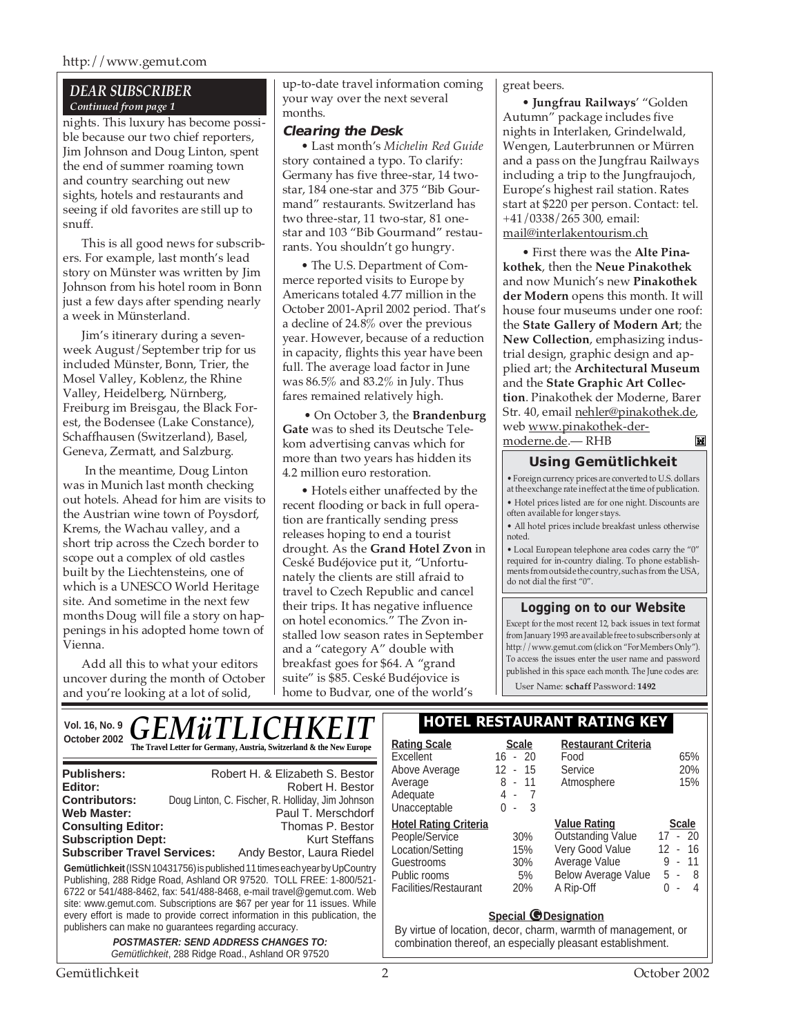## DEAR SUBSCRIBER

*Continued from page 1*

nights. This luxury has become possible because our two chief reporters, Jim Johnson and Doug Linton, spent the end of summer roaming town and country searching out new sights, hotels and restaurants and seeing if old favorites are still up to snuff.

This is all good news for subscribers. For example, last month's lead story on Münster was written by Jim Johnson from his hotel room in Bonn just a few days after spending nearly a week in Münsterland.

Jim's itinerary during a seven-week August/September trip for us included Münster, Bonn, Trier, the Mosel Valley, Koblenz, the Rhine Valley, Heidelberg, Nürnberg, Freiburg im Breisgau, the Black Forest, the Bodensee (Lake Constance), Schaffhausen (Switzerland), Basel, Geneva, Zermatt, and Salzburg.

In the meantime, Doug Linton was in Munich last month checking out hotels. Ahead for him are visits to the Austrian wine town of Poysdorf, Krems, the Wachau valley, and a short trip across the Czech border to scope out a complex of old castles built by the Liechtensteins, one of which is a UNESCO World Heritage site. And sometime in the next few months Doug will file a story on happenings in his adopted home town of Vienna.

Add all this to what your editors uncover during the month of October and you're looking at a lot of solid, up-to-date travel information coming your way over the next several months.

### Clearing the Desk

• Last month's *Michelin Red Guide* story contained a typo. To clarify: Germany has five three-star, 14 two-star, 184 one-star and 375 "Bib Gourmand" restaurants. Switzerland has two three-star, 11 two-star, 81 one-star and 103 "Bib Gourmand" restaurants. You shouldn't go hungry.

• The U.S. Department of Commerce reported visits to Europe by Americans totaled 4.77 million in the October 2001-April 2002 period. That's a decline of 24.8% over the previous year. However, because of a reduction in capacity, flights this year have been full. The average load factor in June was 86.5% and 83.2% in July. Thus fares remained relatively high.

• On October 3, the **Brandenburg Gate** was to shed its Deutsche Telekom advertising canvas which for more than two years has hidden its 4.2 million euro restoration.

• Hotels either unaffected by the recent flooding or back in full operation are frantically sending press releases hoping to end a tourist drought. As the **Grand Hotel Zvon** in Ceské Budéjovice put it, "Unfortunately the clients are still afraid to travel to Czech Republic and cancel their trips. It has negative influence on hotel economics." The Zvon installed low season rates in September and a "category A" double with breakfast goes for $64. A "grand suite" is $85. Ceské Budéjovice is home to Budvar, one of the world's great beers.

• **Jungfrau Railways**' "Golden Autumn" package includes five nights in Interlaken, Grindelwald, Wengen, Lauterbrunnen or Mürren and a pass on the Jungfrau Railways including a trip to the Jungfraujoch, Europe's highest rail station. Rates start at $220 per person. Contact: tel. +41/0338/265 300, email: mail@interlakentourism.ch

• First there was the **Alte Pinakothek**, then the **Neue Pinakothek** and now Munich's new **Pinakothek der Modern** opens this month. It will house four museums under one roof: the **State Gallery of Modern Art**; the **New Collection**, emphasizing industrial design, graphic design and applied art; the **Architectural Museum** and the **State Graphic Art Collection**. Pinakothek der Moderne, Barer Str. 40, email nehler@pinakothek.de, web www.pinakothek-der-moderne.de.— RHB

### Using Gemütlichkeit

- Foreign currency prices are converted to U.S. dollars at the exchange rate in effect at the time of publication.
- Hotel prices listed are for one night. Discounts are often available for longer stays.
- All hotel prices include breakfast unless otherwise noted.
- Local European telephone area codes carry the "0" required for in-country dialing. To phone establishments from outside the country, such as from the USA, do not dial the first "0".

### Logging on to our Website

Except for the most recent 12, back issues in text format from January 1993 are available free to subscribers only at http://www.gemut.com (click on "For Members Only"). To access the issues enter the user name and password published in this space each month. The June codes are:

User Name: **schaff** Password: **1492**

---

Vol. 16, No. 9
October 2002

# GEMüTLICHKEIT

**The Travel Letter for Germany, Austria, Switzerland & the New Europe**

| | |
|---|---|
| **Publishers:** | Robert H. & Elizabeth S. Bestor |
| **Editor:** | Robert H. Bestor |
| **Contributors:** | Doug Linton, C. Fischer, R. Holliday, Jim Johnson |
| **Web Master:** | Paul T. Merschdorf |
| **Consulting Editor:** | Thomas P. Bestor |
| **Subscription Dept:** | Kurt Steffans |
| **Subscriber Travel Services:** | Andy Bestor, Laura Riedel |

**Gemütlichkeit** (ISSN 10431756) is published 11 times each year by UpCountry Publishing, 288 Ridge Road, Ashland OR 97520. TOLL FREE: 1-800/521-6722 or 541/488-8462, fax: 541/488-8468, e-mail travel@gemut.com. Web site: www.gemut.com. Subscriptions are $67 per year for 11 issues. While every effort is made to provide correct information in this publication, the publishers can make no guarantees regarding accuracy.

***POSTMASTER: SEND ADDRESS CHANGES TO:***
*Gemütlichkeit*, 288 Ridge Road., Ashland OR 97520

## HOTEL RESTAURANT RATING KEY

| Rating Scale | Scale |
|---|---|
| Excellent | 16 - 20 |
| Above Average | 12 - 15 |
| Average | 8 - 11 |
| Adequate | 4 - 7 |
| Unacceptable | 0 - 3 |

| Restaurant Criteria | |
|---|---|
| Food | 65% |
| Service | 20% |
| Atmosphere | 15% |

| Hotel Rating Criteria | |
|---|---|
| People/Service | 30% |
| Location/Setting | 15% |
| Guestrooms | 30% |
| Public rooms | 5% |
| Facilities/Restaurant | 20% |

| Value Rating | Scale |
|---|---|
| Outstanding Value | 17 - 20 |
| Very Good Value | 12 - 16 |
| Average Value | 9 - 11 |
| Below Average Value | 5 - 8 |
| A Rip-Off | 0 - 4 |

**Special G Designation**

By virtue of location, decor, charm, warmth of management, or combination thereof, an especially pleasant establishment.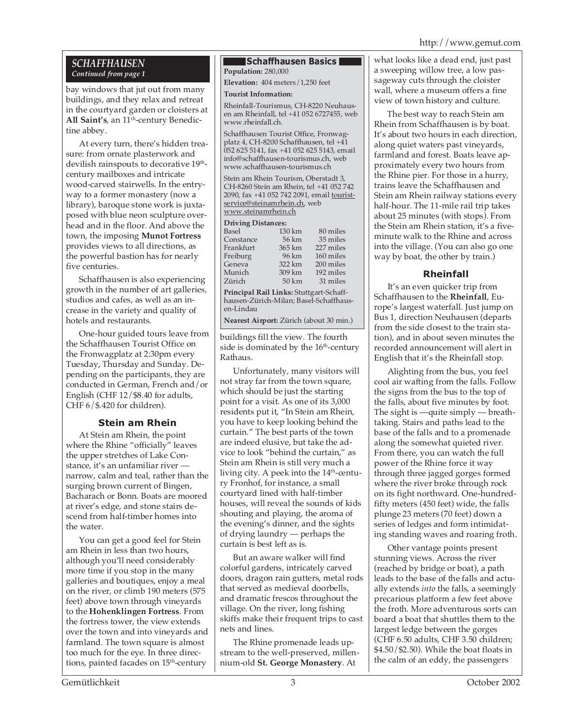## *SCHAFFHAUSEN*

*Continued from page 1*

bay windows that jut out from many buildings, and they relax and retreat in the courtyard garden or cloisters at **All Saint's**, an 11th-century Benedictine abbey.

At every turn, there's hidden treasure: from ornate plasterwork and devilish rainspouts to decorative 19th-century mailboxes and intricate wood-carved stairwells. In the entryway to a former monastery (now a library), baroque stone work is juxtaposed with blue neon sculpture overhead and in the floor. And above the town, the imposing **Munot Fortress** provides views to all directions, as the powerful bastion has for nearly five centuries.

Schaffhausen is also experiencing growth in the number of art galleries, studios and cafes, as well as an increase in the variety and quality of hotels and restaurants.

One-hour guided tours leave from the Schaffhausen Tourist Office on the Fronwagplatz at 2:30pm every Tuesday, Thursday and Sunday. Depending on the participants, they are conducted in German, French and/or English (CHF 12/$8.40 for adults, CHF 6/$.420 for children).

### Stein am Rhein

At Stein am Rhein, the point where the Rhine "officially" leaves the upper stretches of Lake Constance, it's an unfamiliar river — narrow, calm and teal, rather than the surging brown current of Bingen, Bacharach or Bonn. Boats are moored at river's edge, and stone stairs descend from half-timber homes into the water.

You can get a good feel for Stein am Rhein in less than two hours, although you'll need considerably more time if you stop in the many galleries and boutiques, enjoy a meal on the river, or climb 190 meters (575 feet) above town through vineyards to the **Hohenklingen Fortress**. From the fortress tower, the view extends over the town and into vineyards and farmland. The town square is almost too much for the eye. In three directions, painted facades on 15th-century buildings fill the view. The fourth side is dominated by the 16th-century Rathaus.

Unfortunately, many visitors will not stray far from the town square, which should be just the starting point for a visit. As one of its 3,000 residents put it, "In Stein am Rhein, you have to keep looking behind the curtain." The best parts of the town are indeed elusive, but take the advice to look "behind the curtain," as Stein am Rhein is still very much a living city. A peek into the 14th-century Fronhof, for instance, a small courtyard lined with half-timber houses, will reveal the sounds of kids shouting and playing, the aroma of the evening's dinner, and the sights of drying laundry — perhaps the curtain is best left as is.

But an aware walker will find colorful gardens, intricately carved doors, dragon rain gutters, metal rods that served as medieval doorbells, and dramatic frescos throughout the village. On the river, long fishing skiffs make their frequent trips to cast nets and lines.

The Rhine promenade leads upstream to the well-preserved, millennium-old **St. George Monastery**. At what looks like a dead end, just past a sweeping willow tree, a low passageway cuts through the cloister wall, where a museum offers a fine view of town history and culture.

The best way to reach Stein am Rhein from Schaffhausen is by boat. It's about two hours in each direction, along quiet waters past vineyards, farmland and forest. Boats leave approximately every two hours from the Rhine pier. For those in a hurry, trains leave the Schaffhausen and Stein am Rhein railway stations every half-hour. The 11-mile rail trip takes about 25 minutes (with stops). From the Stein am Rhein station, it's a five-minute walk to the Rhine and across into the village. (You can also go one way by boat, the other by train.)

### Rheinfall

It's an even quicker trip from Schaffhausen to the **Rheinfall**, Europe's largest waterfall. Just jump on Bus 1, direction Neuhausen (departs from the side closest to the train station), and in about seven minutes the recorded announcement will alert in English that it's the Rheinfall stop.

Alighting from the bus, you feel cool air wafting from the falls. Follow the signs from the bus to the top of the falls, about five minutes by foot. The sight is —quite simply — breathtaking. Stairs and paths lead to the base of the falls and to a promenade along the somewhat quieted river. From there, you can watch the full power of the Rhine force it way through three jagged gorges formed where the river broke through rock on its fight northward. One-hundred-fifty meters (450 feet) wide, the falls plunge 23 meters (70 feet) down a series of ledges and form intimidating standing waves and roaring froth.

Other vantage points present stunning views. Across the river (reached by bridge or boat), a path leads to the base of the falls and actually extends *into* the falls, a seemingly precarious platform a few feet above the froth. More adventurous sorts can board a boat that shuttles them to the largest ledge between the gorges (CHF 6.50 adults, CHF 3.50 children; $4.50/$2.50). While the boat floats in the calm of an eddy, the passengers

---

**Schaffhausen Basics**

**Population:** 280,000

**Elevation:** 404 meters/1,250 feet

**Tourist Information:**

Rheinfall-Tourismus, CH-8220 Neuhausen am Rheinfall, tel +41 052 6727455, web www.rheinfall.ch.

Schaffhausen Tourist Office, Fronwagplatz 4, CH-8200 Schaffhausen, tel +41 052 625 5141, fax +41 052 625 5143, email info@schaffhausen-tourismus.ch, web www.schaffhausen-tourismus.ch

Stein am Rhein Tourism, Oberstadt 3, CH-8260 Stein am Rhein, tel +41 052 742 2090, fax +41 052 742 2091, email touristservice@steinamrhein.ch, web www.steinamrhein.ch

**Driving Distances:**

| | | |
|---|---|---|
| Basel | 130 km | 80 miles |
| Constance | 56 km | 35 miles |
| Frankfurt | 365 km | 227 miles |
| Freiburg | 96 km | 160 miles |
| Geneva | 322 km | 200 miles |
| Munich | 309 km | 192 miles |
| Zürich | 50 km | 31 miles |

**Principal Rail Links:** Stuttgart-Schaffhausen-Zürich-Milan; Basel-Schaffhausen-Lindau

**Nearest Airport:** Zürich (about 30 min.)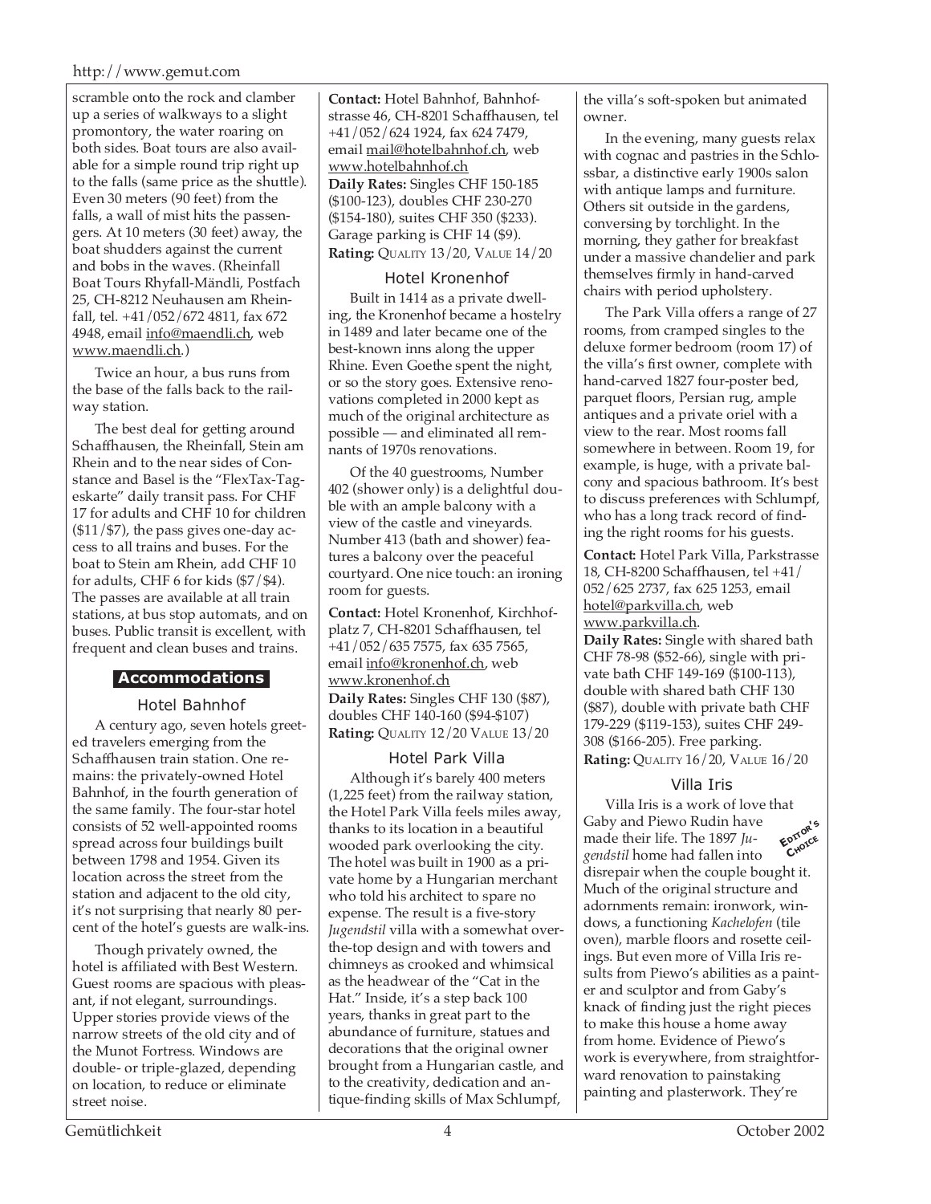scramble onto the rock and clamber up a series of walkways to a slight promontory, the water roaring on both sides. Boat tours are also available for a simple round trip right up to the falls (same price as the shuttle). Even 30 meters (90 feet) from the falls, a wall of mist hits the passengers. At 10 meters (30 feet) away, the boat shudders against the current and bobs in the waves. (Rheinfall Boat Tours Rhyfall-Mändli, Postfach 25, CH-8212 Neuhausen am Rheinfall, tel. +41/052/672 4811, fax 672 4948, email info@maendli.ch, web www.maendli.ch.)

Twice an hour, a bus runs from the base of the falls back to the railway station.

The best deal for getting around Schaffhausen, the Rheinfall, Stein am Rhein and to the near sides of Constance and Basel is the "FlexTax-Tageskarte" daily transit pass. For CHF 17 for adults and CHF 10 for children ($11/$7), the pass gives one-day access to all trains and buses. For the boat to Stein am Rhein, add CHF 10 for adults, CHF 6 for kids ($7/$4). The passes are available at all train stations, at bus stop automats, and on buses. Public transit is excellent, with frequent and clean buses and trains.

## Accommodations

### Hotel Bahnhof

A century ago, seven hotels greeted travelers emerging from the Schaffhausen train station. One remains: the privately-owned Hotel Bahnhof, in the fourth generation of the same family. The four-star hotel consists of 52 well-appointed rooms spread across four buildings built between 1798 and 1954. Given its location across the street from the station and adjacent to the old city, it's not surprising that nearly 80 percent of the hotel's guests are walk-ins.

Though privately owned, the hotel is affiliated with Best Western. Guest rooms are spacious with pleasant, if not elegant, surroundings. Upper stories provide views of the narrow streets of the old city and of the Munot Fortress. Windows are double- or triple-glazed, depending on location, to reduce or eliminate street noise.

**Contact:** Hotel Bahnhof, Bahnhofstrasse 46, CH-8201 Schaffhausen, tel +41/052/624 1924, fax 624 7479, email mail@hotelbahnhof.ch, web www.hotelbahnhof.ch
**Daily Rates:** Singles CHF 150-185 ($100-123), doubles CHF 230-270 ($154-180), suites CHF 350 ($233). Garage parking is CHF 14 ($9).
**Rating:** QUALITY 13/20, VALUE 14/20

### Hotel Kronenhof

Built in 1414 as a private dwelling, the Kronenhof became a hostelry in 1489 and later became one of the best-known inns along the upper Rhine. Even Goethe spent the night, or so the story goes. Extensive renovations completed in 2000 kept as much of the original architecture as possible — and eliminated all remnants of 1970s renovations.

Of the 40 guestrooms, Number 402 (shower only) is a delightful double with an ample balcony with a view of the castle and vineyards. Number 413 (bath and shower) features a balcony over the peaceful courtyard. One nice touch: an ironing room for guests.

**Contact:** Hotel Kronenhof, Kirchhofplatz 7, CH-8201 Schaffhausen, tel +41/052/635 7575, fax 635 7565, email info@kronenhof.ch, web www.kronenhof.ch
**Daily Rates:** Singles CHF 130 ($87), doubles CHF 140-160 ($94-$107)
**Rating:** QUALITY 12/20 VALUE 13/20

### Hotel Park Villa

Although it's barely 400 meters (1,225 feet) from the railway station, the Hotel Park Villa feels miles away, thanks to its location in a beautiful wooded park overlooking the city. The hotel was built in 1900 as a private home by a Hungarian merchant who told his architect to spare no expense. The result is a five-story *Jugendstil* villa with a somewhat over-the-top design and with towers and chimneys as crooked and whimsical as the headwear of the "Cat in the Hat." Inside, it's a step back 100 years, thanks in great part to the abundance of furniture, statues and decorations that the original owner brought from a Hungarian castle, and to the creativity, dedication and antique-finding skills of Max Schlumpf, the villa's soft-spoken but animated owner.

In the evening, many guests relax with cognac and pastries in the Schlossbar, a distinctive early 1900s salon with antique lamps and furniture. Others sit outside in the gardens, conversing by torchlight. In the morning, they gather for breakfast under a massive chandelier and park themselves firmly in hand-carved chairs with period upholstery.

The Park Villa offers a range of 27 rooms, from cramped singles to the deluxe former bedroom (room 17) of the villa's first owner, complete with hand-carved 1827 four-poster bed, parquet floors, Persian rug, ample antiques and a private oriel with a view to the rear. Most rooms fall somewhere in between. Room 19, for example, is huge, with a private balcony and spacious bathroom. It's best to discuss preferences with Schlumpf, who has a long track record of finding the right rooms for his guests.

**Contact:** Hotel Park Villa, Parkstrasse 18, CH-8200 Schaffhausen, tel +41/052/625 2737, fax 625 1253, email hotel@parkvilla.ch, web www.parkvilla.ch.
**Daily Rates:** Single with shared bath CHF 78-98 ($52-66), single with private bath CHF 149-169 ($100-113), double with shared bath CHF 130 ($87), double with private bath CHF 179-229 ($119-153), suites CHF 249-308 ($166-205). Free parking.
**Rating:** QUALITY 16/20, VALUE 16/20

### Villa Iris

EDITOR'S CHOICE

Villa Iris is a work of love that Gaby and Piewo Rudin have made their life. The 1897 *Jugendstil* home had fallen into disrepair when the couple bought it. Much of the original structure and adornments remain: ironwork, windows, a functioning *Kachelofen* (tile oven), marble floors and rosette ceilings. But even more of Villa Iris results from Piewo's abilities as a painter and sculptor and from Gaby's knack of finding just the right pieces to make this house a home away from home. Evidence of Piewo's work is everywhere, from straightforward renovation to painstaking painting and plasterwork. They're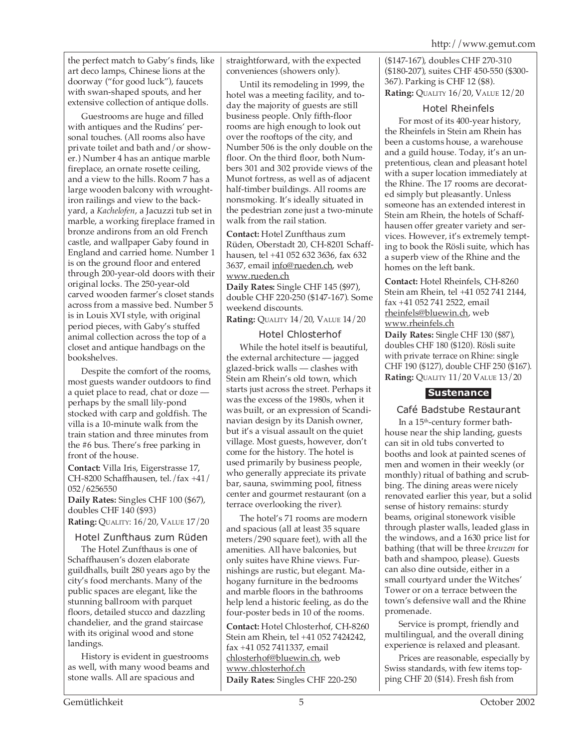the perfect match to Gaby's finds, like art deco lamps, Chinese lions at the doorway ("for good luck"), faucets with swan-shaped spouts, and her extensive collection of antique dolls.

Guestrooms are huge and filled with antiques and the Rudins' personal touches. (All rooms also have private toilet and bath and/or shower.) Number 4 has an antique marble fireplace, an ornate rosette ceiling, and a view to the hills. Room 7 has a large wooden balcony with wrought-iron railings and view to the backyard, a *Kachelofen*, a Jacuzzi tub set in marble, a working fireplace framed in bronze andirons from an old French castle, and wallpaper Gaby found in England and carried home. Number 1 is on the ground floor and entered through 200-year-old doors with their original locks. The 250-year-old carved wooden farmer's closet stands across from a massive bed. Number 5 is in Louis XVI style, with original period pieces, with Gaby's stuffed animal collection across the top of a closet and antique handbags on the bookshelves.

Despite the comfort of the rooms, most guests wander outdoors to find a quiet place to read, chat or doze — perhaps by the small lily-pond stocked with carp and goldfish. The villa is a 10-minute walk from the train station and three minutes from the #6 bus. There's free parking in front of the house.

**Contact:** Villa Iris, Eigerstrasse 17, CH-8200 Schaffhausen, tel./fax +41/052/6256550

**Daily Rates:** Singles CHF 100 ($67), doubles CHF 140 ($93)

**Rating:** QUALITY: 16/20, VALUE 17/20

### Hotel Zunfthaus zum Rüden

The Hotel Zunfthaus is one of Schaffhausen's dozen elaborate guildhalls, built 280 years ago by the city's food merchants. Many of the public spaces are elegant, like the stunning ballroom with parquet floors, detailed stucco and dazzling chandelier, and the grand staircase with its original wood and stone landings.

History is evident in guestrooms as well, with many wood beams and stone walls. All are spacious and straightforward, with the expected conveniences (showers only).

Until its remodeling in 1999, the hotel was a meeting facility, and today the majority of guests are still business people. Only fifth-floor rooms are high enough to look out over the rooftops of the city, and Number 506 is the only double on the floor. On the third floor, both Numbers 301 and 302 provide views of the Munot fortress, as well as of adjacent half-timber buildings. All rooms are nonsmoking. It's ideally situated in the pedestrian zone just a two-minute walk from the rail station.

**Contact:** Hotel Zunfthaus zum Rüden, Oberstadt 20, CH-8201 Schaffhausen, tel +41 052 632 3636, fax 632 3637, email info@rueden.ch, web www.rueden.ch

**Daily Rates:** Single CHF 145 ($97), double CHF 220-250 ($147-167). Some weekend discounts.

**Rating:** QUALITY 14/20, VALUE 14/20

### Hotel Chlosterhof

While the hotel itself is beautiful, the external architecture — jagged glazed-brick walls — clashes with Stein am Rhein's old town, which starts just across the street. Perhaps it was the excess of the 1980s, when it was built, or an expression of Scandinavian design by its Danish owner, but it's a visual assault on the quiet village. Most guests, however, don't come for the history. The hotel is used primarily by business people, who generally appreciate its private bar, sauna, swimming pool, fitness center and gourmet restaurant (on a terrace overlooking the river).

The hotel's 71 rooms are modern and spacious (all at least 35 square meters/290 square feet), with all the amenities. All have balconies, but only suites have Rhine views. Furnishings are rustic, but elegant. Mahogany furniture in the bedrooms and marble floors in the bathrooms help lend a historic feeling, as do the four-poster beds in 10 of the rooms.

**Contact:** Hotel Chlosterhof, CH-8260 Stein am Rhein, tel +41 052 7424242, fax +41 052 7411337, email chlosterhof@bluewin.ch, web www.chlosterhof.ch

**Daily Rates:** Singles CHF 220-250 ($147-167), doubles CHF 270-310 ($180-207), suites CHF 450-550 ($300-367). Parking is CHF 12 ($8).

**Rating:** QUALITY 16/20, VALUE 12/20

### Hotel Rheinfels

For most of its 400-year history, the Rheinfels in Stein am Rhein has been a customs house, a warehouse and a guild house. Today, it's an unpretentious, clean and pleasant hotel with a super location immediately at the Rhine. The 17 rooms are decorated simply but pleasantly. Unless someone has an extended interest in Stein am Rhein, the hotels of Schaffhausen offer greater variety and services. However, it's extremely tempting to book the Rösli suite, which has a superb view of the Rhine and the homes on the left bank.

**Contact:** Hotel Rheinfels, CH-8260 Stein am Rhein, tel +41 052 741 2144, fax +41 052 741 2522, email rheinfels@bluewin.ch, web www.rheinfels.ch

**Daily Rates:** Single CHF 130 ($87), doubles CHF 180 ($120). Rösli suite with private terrace on Rhine: single CHF 190 ($127), double CHF 250 ($167).

**Rating:** QUALITY 11/20 VALUE 13/20

## Sustenance

### Café Badstube Restaurant

In a 15th-century former bathhouse near the ship landing, guests can sit in old tubs converted to booths and look at painted scenes of men and women in their weekly (or monthly) ritual of bathing and scrubbing. The dining areas were nicely renovated earlier this year, but a solid sense of history remains: sturdy beams, original stonework visible through plaster walls, leaded glass in the windows, and a 1630 price list for bathing (that will be three *kreuzen* for bath and shampoo, please). Guests can also dine outside, either in a small courtyard under the Witches' Tower or on a terrace between the town's defensive wall and the Rhine promenade.

Service is prompt, friendly and multilingual, and the overall dining experience is relaxed and pleasant.

Prices are reasonable, especially by Swiss standards, with few items topping CHF 20 ($14). Fresh fish from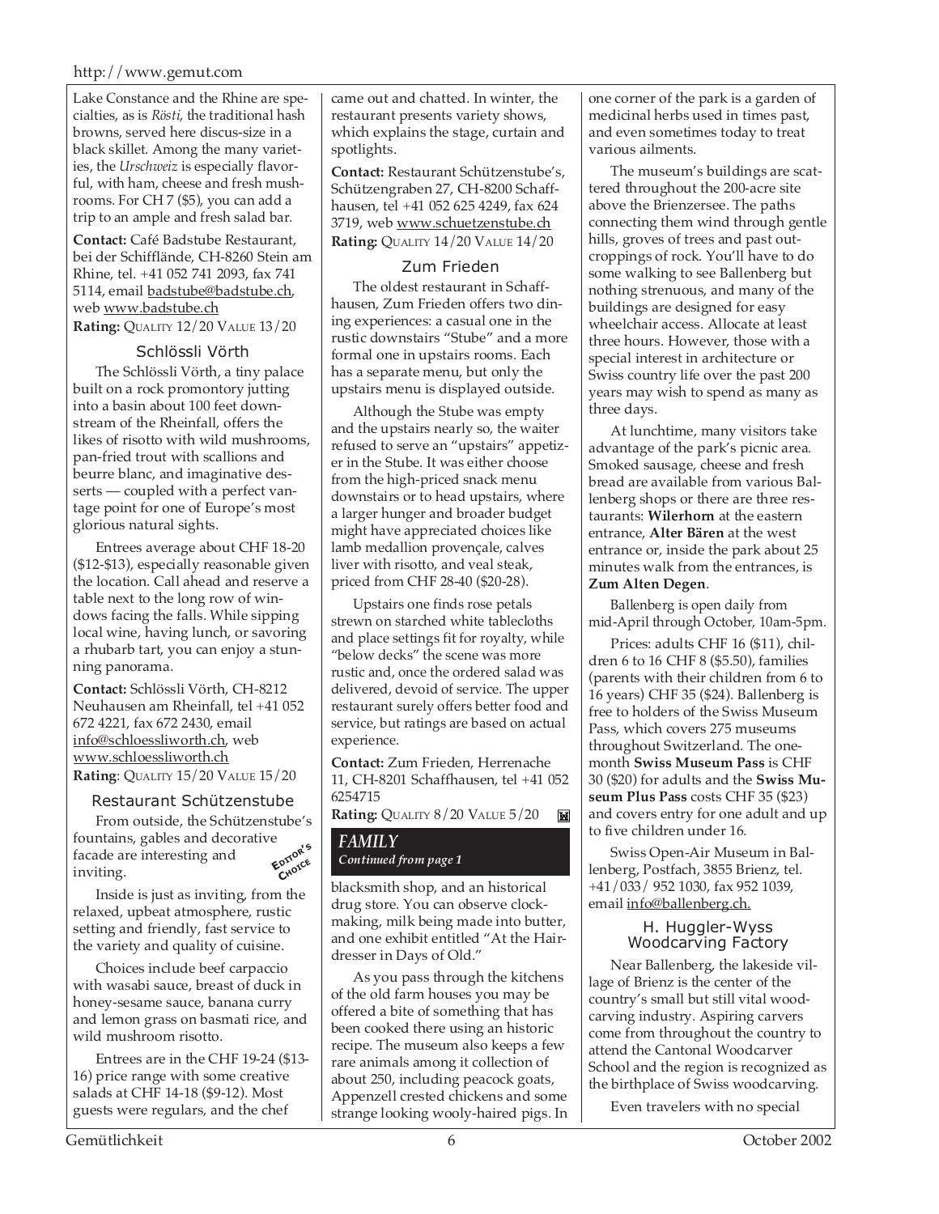Lake Constance and the Rhine are specialties, as is *Rösti*, the traditional hash browns, served here discus-size in a black skillet. Among the many varieties, the *Urschweiz* is especially flavorful, with ham, cheese and fresh mushrooms. For CH 7 ($5), you can add a trip to an ample and fresh salad bar.

**Contact:** Café Badstube Restaurant, bei der Schifflände, CH-8260 Stein am Rhine, tel. +41 052 741 2093, fax 741 5114, email badstube@badstube.ch, web www.badstube.ch

**Rating:** QUALITY 12/20 VALUE 13/20

### Schlössli Vörth

The Schlössli Vörth, a tiny palace built on a rock promontory jutting into a basin about 100 feet downstream of the Rheinfall, offers the likes of risotto with wild mushrooms, pan-fried trout with scallions and beurre blanc, and imaginative desserts — coupled with a perfect vantage point for one of Europe's most glorious natural sights.

Entrees average about CHF 18-20 ($12-$13), especially reasonable given the location. Call ahead and reserve a table next to the long row of windows facing the falls. While sipping local wine, having lunch, or savoring a rhubarb tart, you can enjoy a stunning panorama.

**Contact:** Schlössli Vörth, CH-8212 Neuhausen am Rheinfall, tel +41 052 672 4221, fax 672 2430, email info@schloessliworth.ch, web www.schloessliworth.ch

**Rating**: QUALITY 15/20 VALUE 15/20

### Restaurant Schützenstube

EDITOR'S CHOICE

From outside, the Schützenstube's fountains, gables and decorative facade are interesting and inviting.

Inside is just as inviting, from the relaxed, upbeat atmosphere, rustic setting and friendly, fast service to the variety and quality of cuisine.

Choices include beef carpaccio with wasabi sauce, breast of duck in honey-sesame sauce, banana curry and lemon grass on basmati rice, and wild mushroom risotto.

Entrees are in the CHF 19-24 ($13-16) price range with some creative salads at CHF 14-18 ($9-12). Most guests were regulars, and the chef came out and chatted. In winter, the restaurant presents variety shows, which explains the stage, curtain and spotlights.

**Contact:** Restaurant Schützenstube's, Schützengraben 27, CH-8200 Schaffhausen, tel +41 052 625 4249, fax 624 3719, web www.schuetzenstube.ch

**Rating:** QUALITY 14/20 VALUE 14/20

### Zum Frieden

The oldest restaurant in Schaffhausen, Zum Frieden offers two dining experiences: a casual one in the rustic downstairs "Stube" and a more formal one in upstairs rooms. Each has a separate menu, but only the upstairs menu is displayed outside.

Although the Stube was empty and the upstairs nearly so, the waiter refused to serve an "upstairs" appetizer in the Stube. It was either choose from the high-priced snack menu downstairs or to head upstairs, where a larger hunger and broader budget might have appreciated choices like lamb medallion provençale, calves liver with risotto, and veal steak, priced from CHF 28-40 ($20-28).

Upstairs one finds rose petals strewn on starched white tablecloths and place settings fit for royalty, while "below decks" the scene was more rustic and, once the ordered salad was delivered, devoid of service. The upper restaurant surely offers better food and service, but ratings are based on actual experience.

**Contact:** Zum Frieden, Herrenache 11, CH-8201 Schaffhausen, tel +41 052 6254715

**Rating:** QUALITY 8/20 VALUE 5/20

## *FAMILY*

*Continued from page 1*

blacksmith shop, and an historical drug store. You can observe clock-making, milk being made into butter, and one exhibit entitled "At the Hairdresser in Days of Old."

As you pass through the kitchens of the old farm houses you may be offered a bite of something that has been cooked there using an historic recipe. The museum also keeps a few rare animals among it collection of about 250, including peacock goats, Appenzell crested chickens and some strange looking wooly-haired pigs. In one corner of the park is a garden of medicinal herbs used in times past, and even sometimes today to treat various ailments.

The museum's buildings are scattered throughout the 200-acre site above the Brienzersee. The paths connecting them wind through gentle hills, groves of trees and past outcroppings of rock. You'll have to do some walking to see Ballenberg but nothing strenuous, and many of the buildings are designed for easy wheelchair access. Allocate at least three hours. However, those with a special interest in architecture or Swiss country life over the past 200 years may wish to spend as many as three days.

At lunchtime, many visitors take advantage of the park's picnic area. Smoked sausage, cheese and fresh bread are available from various Ballenberg shops or there are three restaurants: **Wilerhorn** at the eastern entrance, **Alter Bären** at the west entrance or, inside the park about 25 minutes walk from the entrances, is **Zum Alten Degen**.

Ballenberg is open daily from mid-April through October, 10am-5pm.

Prices: adults CHF 16 ($11), children 6 to 16 CHF 8 ($5.50), families (parents with their children from 6 to 16 years) CHF 35 ($24). Ballenberg is free to holders of the Swiss Museum Pass, which covers 275 museums throughout Switzerland. The one-month **Swiss Museum Pass** is CHF 30 ($20) for adults and the **Swiss Museum Plus Pass** costs CHF 35 ($23) and covers entry for one adult and up to five children under 16.

Swiss Open-Air Museum in Ballenberg, Postfach, 3855 Brienz, tel. +41/033/ 952 1030, fax 952 1039, email info@ballenberg.ch.

### H. Huggler-Wyss Woodcarving Factory

Near Ballenberg, the lakeside village of Brienz is the center of the country's small but still vital woodcarving industry. Aspiring carvers come from throughout the country to attend the Cantonal Woodcarver School and the region is recognized as the birthplace of Swiss woodcarving.

Even travelers with no special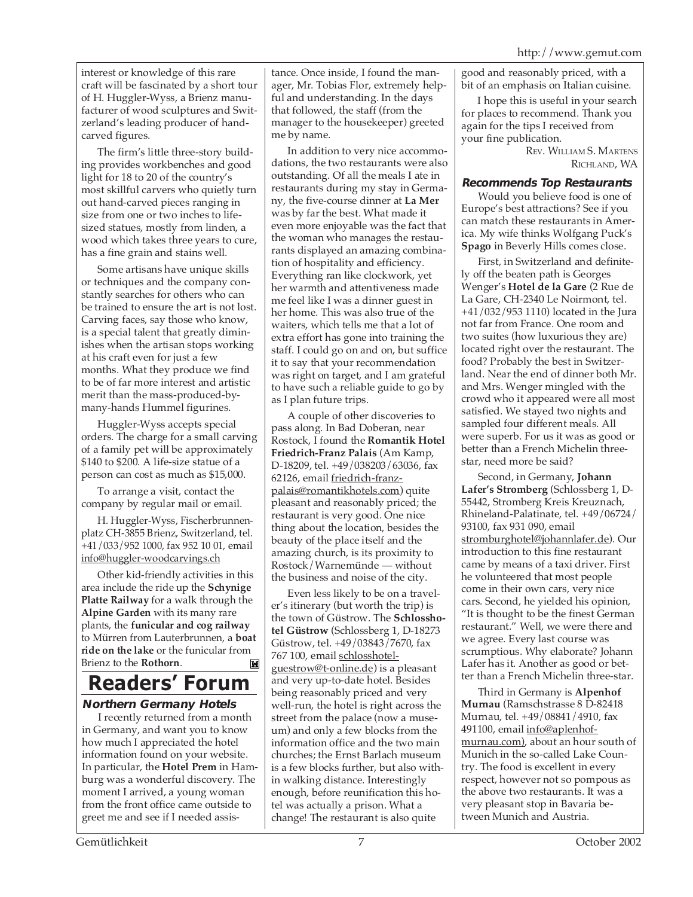interest or knowledge of this rare craft will be fascinated by a short tour of H. Huggler-Wyss, a Brienz manufacturer of wood sculptures and Switzerland's leading producer of hand-carved figures.

The firm's little three-story building provides workbenches and good light for 18 to 20 of the country's most skillful carvers who quietly turn out hand-carved pieces ranging in size from one or two inches to life-sized statues, mostly from linden, a wood which takes three years to cure, has a fine grain and stains well.

Some artisans have unique skills or techniques and the company constantly searches for others who can be trained to ensure the art is not lost. Carving faces, say those who know, is a special talent that greatly diminishes when the artisan stops working at his craft even for just a few months. What they produce we find to be of far more interest and artistic merit than the mass-produced-by-many-hands Hummel figurines.

Huggler-Wyss accepts special orders. The charge for a small carving of a family pet will be approximately $140 to $200. A life-size statue of a person can cost as much as $15,000.

To arrange a visit, contact the company by regular mail or email.

H. Huggler-Wyss, Fischerbrunnenplatz CH-3855 Brienz, Switzerland, tel. +41/033/952 1000, fax 952 10 01, email info@huggler-woodcarvings.ch

Other kid-friendly activities in this area include the ride up the **Schynige Platte Railway** for a walk through the **Alpine Garden** with its many rare plants, the **funicular and cog railway** to Mürren from Lauterbrunnen, a **boat ride on the lake** or the funicular from Brienz to the **Rothorn**.

# Readers' Forum

### Northern Germany Hotels

I recently returned from a month in Germany, and want you to know how much I appreciated the hotel information found on your website. In particular, the **Hotel Prem** in Hamburg was a wonderful discovery. The moment I arrived, a young woman from the front office came outside to greet me and see if I needed assistance. Once inside, I found the manager, Mr. Tobias Flor, extremely helpful and understanding. In the days that followed, the staff (from the manager to the housekeeper) greeted me by name.

In addition to very nice accommodations, the two restaurants were also outstanding. Of all the meals I ate in restaurants during my stay in Germany, the five-course dinner at **La Mer** was by far the best. What made it even more enjoyable was the fact that the woman who manages the restaurants displayed an amazing combination of hospitality and efficiency. Everything ran like clockwork, yet her warmth and attentiveness made me feel like I was a dinner guest in her home. This was also true of the waiters, which tells me that a lot of extra effort has gone into training the staff. I could go on and on, but suffice it to say that your recommendation was right on target, and I am grateful to have such a reliable guide to go by as I plan future trips.

A couple of other discoveries to pass along. In Bad Doberan, near Rostock, I found the **Romantik Hotel Friedrich-Franz Palais** (Am Kamp, D-18209, tel. +49/038203/63036, fax 62126, email friedrich-franz-palais@romantikhotels.com) quite pleasant and reasonably priced; the restaurant is very good. One nice thing about the location, besides the beauty of the place itself and the amazing church, is its proximity to Rostock/Warnemünde — without the business and noise of the city.

Even less likely to be on a traveler's itinerary (but worth the trip) is the town of Güstrow. The **Schlosshotel Güstrow** (Schlossberg 1, D-18273 Güstrow, tel. +49/03843/7670, fax 767 100, email schlosshotel-guestrow@t-online.de) is a pleasant and very up-to-date hotel. Besides being reasonably priced and very well-run, the hotel is right across the street from the palace (now a museum) and only a few blocks from the information office and the two main churches; the Ernst Barlach museum is a few blocks further, but also within walking distance. Interestingly enough, before reunification this hotel was actually a prison. What a change! The restaurant is also quite good and reasonably priced, with a bit of an emphasis on Italian cuisine.

I hope this is useful in your search for places to recommend. Thank you again for the tips I received from your fine publication.

REV. WILLIAM S. MARTENS
RICHLAND, WA

### Recommends Top Restaurants

Would you believe food is one of Europe's best attractions? See if you can match these restaurants in America. My wife thinks Wolfgang Puck's **Spago** in Beverly Hills comes close.

First, in Switzerland and definitely off the beaten path is Georges Wenger's **Hotel de la Gare** (2 Rue de La Gare, CH-2340 Le Noirmont, tel. +41/032/953 1110) located in the Jura not far from France. One room and two suites (how luxurious they are) located right over the restaurant. The food? Probably the best in Switzerland. Near the end of dinner both Mr. and Mrs. Wenger mingled with the crowd who it appeared were all most satisfied. We stayed two nights and sampled four different meals. All were superb. For us it was as good or better than a French Michelin three-star, need more be said?

Second, in Germany, **Johann Lafer's Stromberg** (Schlossberg 1, D-55442, Stromberg Kreis Kreuznach, Rhineland-Palatinate, tel. +49/06724/93100, fax 931 090, email stromburghotel@johannlafer.de). Our introduction to this fine restaurant came by means of a taxi driver. First he volunteered that most people come in their own cars, very nice cars. Second, he yielded his opinion, "It is thought to be the finest German restaurant." Well, we were there and we agree. Every last course was scrumptious. Why elaborate? Johann Lafer has it. Another as good or better than a French Michelin three-star.

Third in Germany is **Alpenhof Murnau** (Ramschstrasse 8 D-82418 Murnau, tel. +49/08841/4910, fax 491100, email info@aplenhof-murnau.com), about an hour south of Munich in the so-called Lake Country. The food is excellent in every respect, however not so pompous as the above two restaurants. It was a very pleasant stop in Bavaria between Munich and Austria.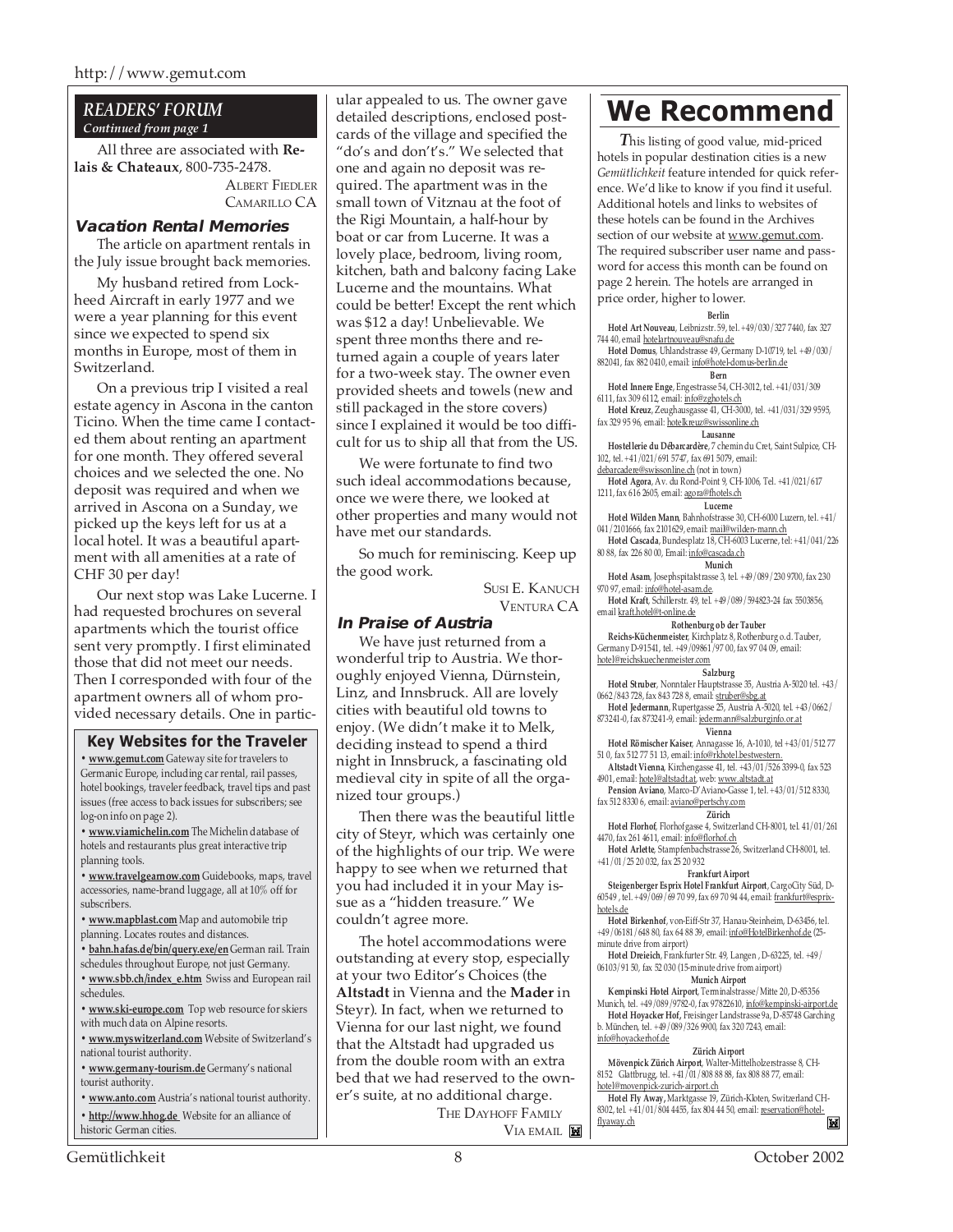## READERS' FORUM

*Continued from page 1*

All three are associated with **Relais & Chateaux**, 800-735-2478.

ALBERT FIEDLER
CAMARILLO CA

### Vacation Rental Memories

The article on apartment rentals in the July issue brought back memories.

My husband retired from Lockheed Aircraft in early 1977 and we were a year planning for this event since we expected to spend six months in Europe, most of them in Switzerland.

On a previous trip I visited a real estate agency in Ascona in the canton Ticino. When the time came I contacted them about renting an apartment for one month. They offered several choices and we selected the one. No deposit was required and when we arrived in Ascona on a Sunday, we picked up the keys left for us at a local hotel. It was a beautiful apartment with all amenities at a rate of CHF 30 per day!

Our next stop was Lake Lucerne. I had requested brochures on several apartments which the tourist office sent very promptly. I first eliminated those that did not meet our needs. Then I corresponded with four of the apartment owners all of whom provided necessary details. One in particular appealed to us. The owner gave detailed descriptions, enclosed postcards of the village and specified the "do's and don't's." We selected that one and again no deposit was required. The apartment was in the small town of Vitznau at the foot of the Rigi Mountain, a half-hour by boat or car from Lucerne. It was a lovely place, bedroom, living room, kitchen, bath and balcony facing Lake Lucerne and the mountains. What could be better! Except the rent which was $12 a day! Unbelievable. We spent three months there and returned again a couple of years later for a two-week stay. The owner even provided sheets and towels (new and still packaged in the store covers) since I explained it would be too difficult for us to ship all that from the US.

We were fortunate to find two such ideal accommodations because, once we were there, we looked at other properties and many would not have met our standards.

So much for reminiscing. Keep up the good work.

SUSI E. KANUCH
VENTURA CA

### In Praise of Austria

We have just returned from a wonderful trip to Austria. We thoroughly enjoyed Vienna, Dürnstein, Linz, and Innsbruck. All are lovely cities with beautiful old towns to enjoy. (We didn't make it to Melk, deciding instead to spend a third night in Innsbruck, a fascinating old medieval city in spite of all the organized tour groups.)

Then there was the beautiful little city of Steyr, which was certainly one of the highlights of our trip. We were happy to see when we returned that you had included it in your May issue as a "hidden treasure." We couldn't agree more.

The hotel accommodations were outstanding at every stop, especially at your two Editor's Choices (the **Altstadt** in Vienna and the **Mader** in Steyr). In fact, when we returned to Vienna for our last night, we found that the Altstadt had upgraded us from the double room with an extra bed that we had reserved to the owner's suite, at no additional charge.

THE DAYHOFF FAMILY
VIA EMAIL

### Key Websites for the Traveler

- **www.gemut.com** Gateway site for travelers to Germanic Europe, including car rental, rail passes, hotel bookings, traveler feedback, travel tips and past issues (free access to back issues for subscribers; see log-on info on page 2).
- **www.viamichelin.com** The Michelin database of hotels and restaurants plus great interactive trip planning tools.
- **www.travelgearnow.com** Guidebooks, maps, travel accessories, name-brand luggage, all at 10% off for subscribers.
- **www.mapblast.com** Map and automobile trip planning. Locates routes and distances.
- **bahn.hafas.de/bin/query.exe/en** German rail. Train schedules throughout Europe, not just Germany.
- **www.sbb.ch/index_e.htm** Swiss and European rail schedules.
- **www.ski-europe.com** Top web resource for skiers with much data on Alpine resorts.
- **www.myswitzerland.com** Website of Switzerland's national tourist authority.
- **www.germany-tourism.de** Germany's national tourist authority.
- **www.anto.com** Austria's national tourist authority.
- **http://www.hhog.de** Website for an alliance of historic German cities.

# We Recommend

*This listing of good value, mid-priced hotels in popular destination cities is a new *Gemütlichkeit* feature intended for quick reference. We'd like to know if you find it useful. Additional hotels and links to websites of these hotels can be found in the Archives section of our website at www.gemut.com. The required subscriber user name and password for access this month can be found on page 2 herein. The hotels are arranged in price order, higher to lower.*

**Berlin**

**Hotel Art Nouveau**, Leibnizstr. 59, tel. +49/030/327 7440, fax 327 744 40, email hotelartnouveau@snafu.de

**Hotel Domus**, Uhlandstrasse 49, Germany D-10719, tel. +49/030/882041, fax 882 0410, email: info@hotel-domus-berlin.de

**Bern**

**Hotel Innere Enge**, Engestrasse 54, CH-3012, tel. +41/031/309 6111, fax 309 6112, email: info@zghotels.ch

**Hotel Kreuz**, Zeughausgasse 41, CH-3000, tel. +41/031/329 9595, fax 329 95 96, email: hotelkreuz@swissonline.ch

**Lausanne**

**Hostellerie du Débarcardère**, 7 chemin du Cret, Saint Sulpice, CH-102, tel. +41/021/691 5747, fax 691 5079, email: debarcadere@swissonline.ch (not in town)

**Hotel Agora**, Av. du Rond-Point 9, CH-1006, Tel. +41/021/617 1211, fax 616 2605, email: agora@fhotels.ch

**Lucerne**

**Hotel Wilden Mann**, Bahnhofstrasse 30, CH-6000 Luzern, tel. +41/041/2101666, fax 2101629, email: mail@wilden-mann.ch

**Hotel Cascada**, Bundesplatz 18, CH-6003 Lucerne, tel: +41/041/226 80 88, fax 226 80 00, Email: info@cascada.ch

**Munich**

**Hotel Asam**, Josephspitalstrasse 3, tel. +49/089/230 9700, fax 230 970 97, email: info@hotel-asam.de

**Hotel Kraft**, Schillerstr. 49, tel. +49/089/594823-24 fax 5503856, email kraft.hotel@t-online.de

**Rothenburg ob der Tauber**

**Reichs-Küchenmeister**, Kirchplatz 8, Rothenburg o.d. Tauber, Germany D-91541, tel. +49/09861/97 00, fax 97 04 09, email: hotel@reichskuechenmeister.com

**Salzburg**

**Hotel Struber**, Nonntaler Hauptstrasse 35, Austria A-5020 tel. +43/0662/843 728, fax 843 728 8, email: struber@sbg.at

**Hotel Jedermann**, Rupertgasse 25, Austria A-5020, tel. +43/0662/873241-0, fax 873241-9, email: jedermann@salzburginfo.or.at

**Vienna**

**Hotel Römischer Kaiser**, Annagasse 16, A-1010, tel +43/01/512 77 51 0, fax 512 77 51 13, email: info@rkhotel.bestwestern.

**Altstadt Vienna**, Kirchengasse 41, tel. +43/01/526 3399-0, fax 523 4901, email: hotel@altstadt.at, web: www.altstadt.at

**Pension Aviano**, Marco-D'Aviano-Gasse 1, tel. +43/01/512 8330, fax 512 8330 6, email: aviano@pertschy.com

**Zürich**

**Hotel Florhof**, Florhofgasse 4, Switzerland CH-8001, tel. 41/01/261 4470, fax 261 4611, email: info@florhof.ch

**Hotel Arlette**, Stampfenbachstrasse 26, Switzerland CH-8001, tel. +41/01/25 20 032, fax 25 20 932

**Frankfurt Airport**

**Steigenberger Esprix Hotel Frankfurt Airport**, CargoCity Süd, D-60549, tel. +49/069/69 70 99, fax 69 70 94 44, email: frankfurt@esprix-hotels.de

**Hotel Birkenhof**, von-Eiff-Str 37, Hanau-Steinheim, D-63456, tel. +49/06181/648 80, fax 64 88 39, email: info@HotelBirkenhof.de (25-minute drive from airport)

**Hotel Dreieich**, Frankfurter Str. 49, Langen, D-63225, tel. +49/06103/91 50, fax 52 030 (15-minute drive from airport)

**Munich Airport**

**Kempinski Hotel Airport**, Terminalstrasse/Mitte 20, D-85356 Munich, tel. +49/089/9782-0, fax 97822610, info@kempinski-airport.de

**Hotel Hoyacker Hof**, Freisinger Landstrasse 9a, D-85748 Garching b. München, tel. +49/089/326 9900, fax 320 7243, email: info@hoyackerhof.de

**Zürich Airport**

**Mövenpick Zürich Airport**, Walter-Mittelholzerstrasse 8, CH-8152 Glattbrugg, tel. +41/01/808 88 88, fax 808 88 77, email: hotel@movenpick-zurich-airport.ch

**Hotel Fly Away**, Marktgasse 19, Zürich-Kloten, Switzerland CH-8302, tel. +41/01/804 4455, fax 804 44 50, email: reservation@hotel-flyaway.ch